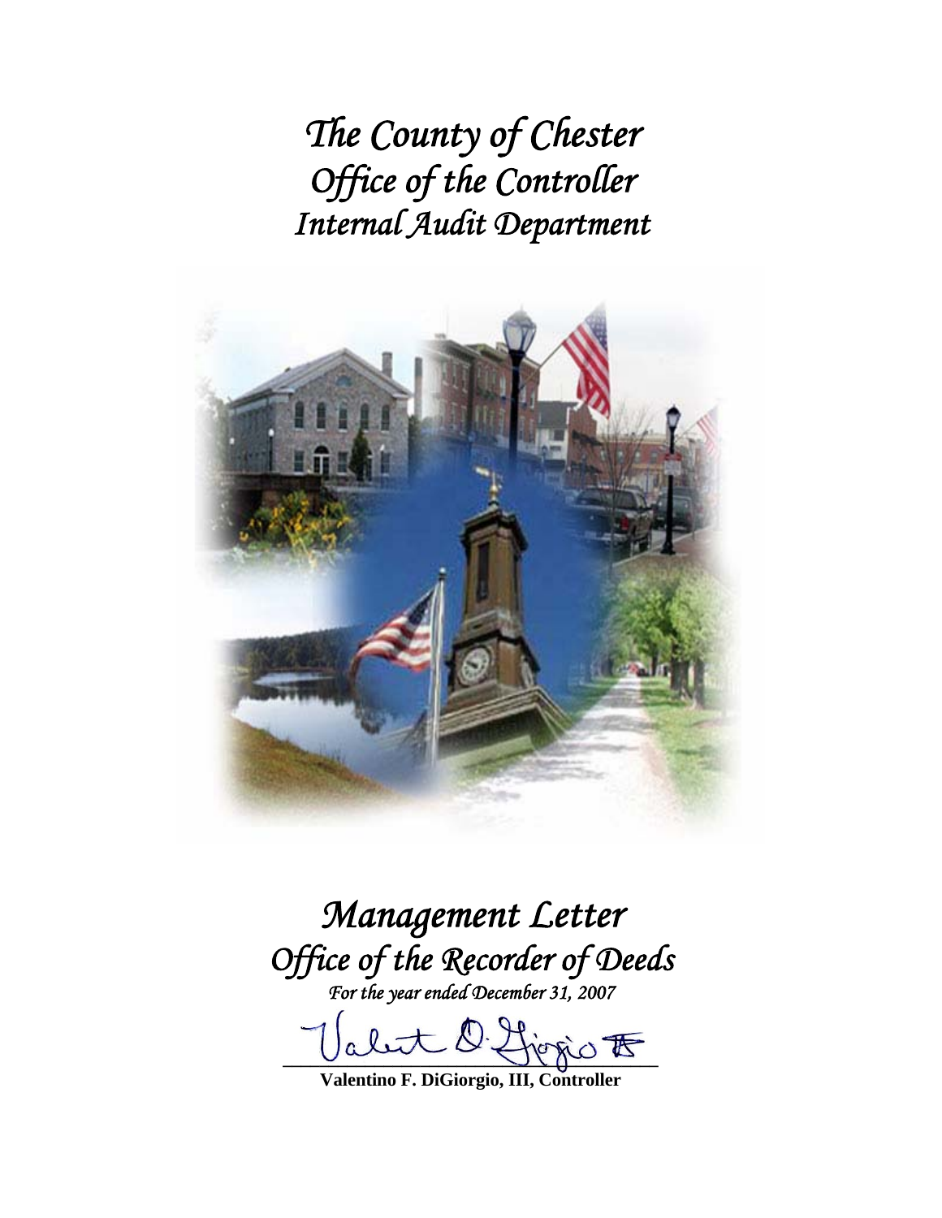# *The County of Chester*
# *Office of the Controller*
# *Internal Audit Department*

## *Management Letter*
## *Office of the Recorder of Deeds*

*For the year ended December 31, 2007*

**Valentino F. DiGiorgio, III, Controller**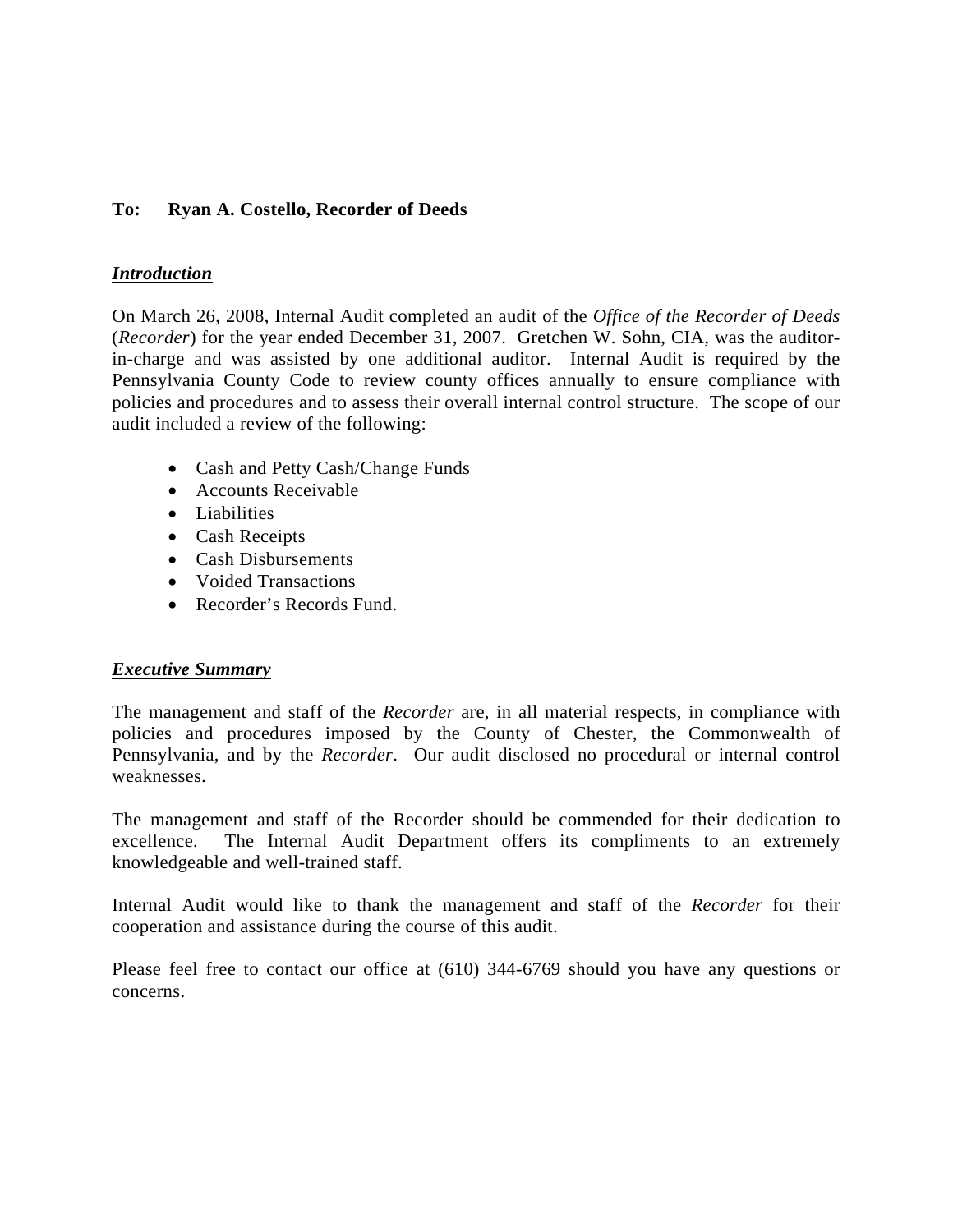**To: Ryan A. Costello, Recorder of Deeds**

***Introduction***

On March 26, 2008, Internal Audit completed an audit of the *Office of the Recorder of Deeds* (*Recorder*) for the year ended December 31, 2007. Gretchen W. Sohn, CIA, was the auditor-in-charge and was assisted by one additional auditor. Internal Audit is required by the Pennsylvania County Code to review county offices annually to ensure compliance with policies and procedures and to assess their overall internal control structure. The scope of our audit included a review of the following:

- Cash and Petty Cash/Change Funds
- Accounts Receivable
- Liabilities
- Cash Receipts
- Cash Disbursements
- Voided Transactions
- Recorder's Records Fund.

***Executive Summary***

The management and staff of the *Recorder* are, in all material respects, in compliance with policies and procedures imposed by the County of Chester, the Commonwealth of Pennsylvania, and by the *Recorder*. Our audit disclosed no procedural or internal control weaknesses.

The management and staff of the Recorder should be commended for their dedication to excellence. The Internal Audit Department offers its compliments to an extremely knowledgeable and well-trained staff.

Internal Audit would like to thank the management and staff of the *Recorder* for their cooperation and assistance during the course of this audit.

Please feel free to contact our office at (610) 344-6769 should you have any questions or concerns.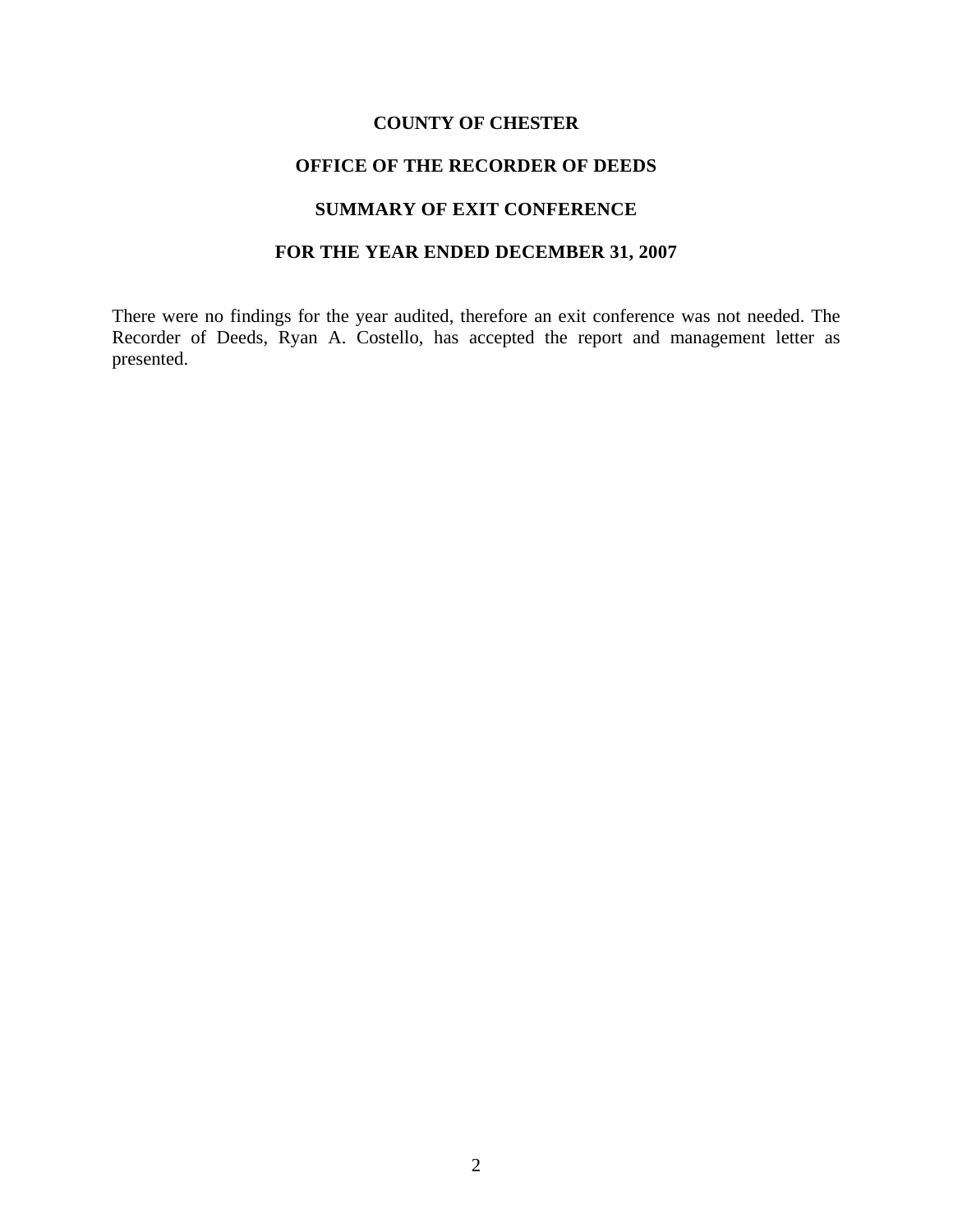# COUNTY OF CHESTER

## OFFICE OF THE RECORDER OF DEEDS

## SUMMARY OF EXIT CONFERENCE

## FOR THE YEAR ENDED DECEMBER 31, 2007

There were no findings for the year audited, therefore an exit conference was not needed. The Recorder of Deeds, Ryan A. Costello, has accepted the report and management letter as presented.